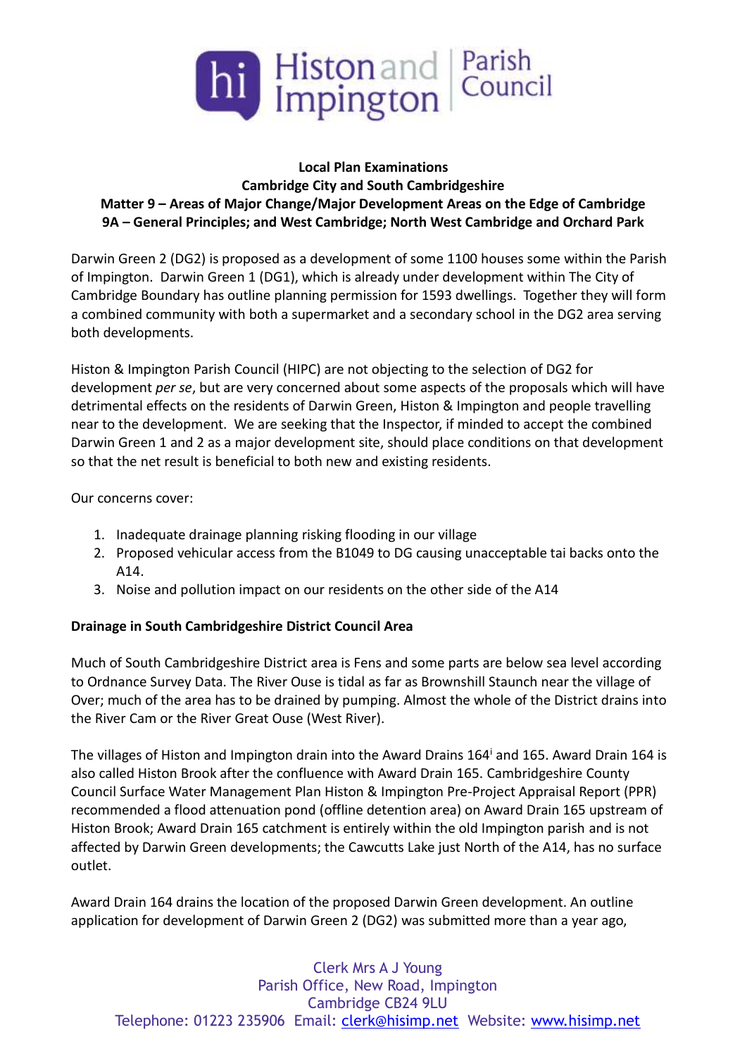**Local Plan Examinations**
**Cambridge City and South Cambridgeshire**
**Matter 9 – Areas of Major Change/Major Development Areas on the Edge of Cambridge**
**9A – General Principles; and West Cambridge; North West Cambridge and Orchard Park**

Darwin Green 2 (DG2) is proposed as a development of some 1100 houses some within the Parish of Impington. Darwin Green 1 (DG1), which is already under development within The City of Cambridge Boundary has outline planning permission for 1593 dwellings. Together they will form a combined community with both a supermarket and a secondary school in the DG2 area serving both developments.

Histon & Impington Parish Council (HIPC) are not objecting to the selection of DG2 for development *per se*, but are very concerned about some aspects of the proposals which will have detrimental effects on the residents of Darwin Green, Histon & Impington and people travelling near to the development. We are seeking that the Inspector, if minded to accept the combined Darwin Green 1 and 2 as a major development site, should place conditions on that development so that the net result is beneficial to both new and existing residents.

Our concerns cover:

1. Inadequate drainage planning risking flooding in our village
2. Proposed vehicular access from the B1049 to DG causing unacceptable tai backs onto the A14.
3. Noise and pollution impact on our residents on the other side of the A14

**Drainage in South Cambridgeshire District Council Area**

Much of South Cambridgeshire District area is Fens and some parts are below sea level according to Ordnance Survey Data. The River Ouse is tidal as far as Brownshill Staunch near the village of Over; much of the area has to be drained by pumping. Almost the whole of the District drains into the River Cam or the River Great Ouse (West River).

The villages of Histon and Impington drain into the Award Drains 164[i] and 165. Award Drain 164 is also called Histon Brook after the confluence with Award Drain 165. Cambridgeshire County Council Surface Water Management Plan Histon & Impington Pre-Project Appraisal Report (PPR) recommended a flood attenuation pond (offline detention area) on Award Drain 165 upstream of Histon Brook; Award Drain 165 catchment is entirely within the old Impington parish and is not affected by Darwin Green developments; the Cawcutts Lake just North of the A14, has no surface outlet.

Award Drain 164 drains the location of the proposed Darwin Green development. An outline application for development of Darwin Green 2 (DG2) was submitted more than a year ago,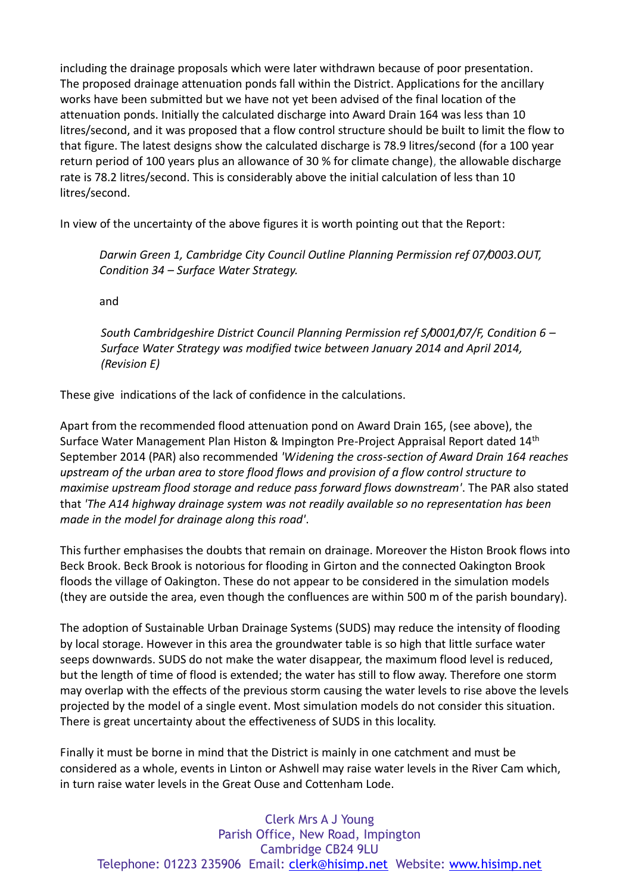including the drainage proposals which were later withdrawn because of poor presentation. The proposed drainage attenuation ponds fall within the District. Applications for the ancillary works have been submitted but we have not yet been advised of the final location of the attenuation ponds. Initially the calculated discharge into Award Drain 164 was less than 10 litres/second, and it was proposed that a flow control structure should be built to limit the flow to that figure. The latest designs show the calculated discharge is 78.9 litres/second (for a 100 year return period of 100 years plus an allowance of 30 % for climate change), the allowable discharge rate is 78.2 litres/second. This is considerably above the initial calculation of less than 10 litres/second.

In view of the uncertainty of the above figures it is worth pointing out that the Report:

> *Darwin Green 1, Cambridge City Council Outline Planning Permission ref 07/0003.OUT, Condition 34 – Surface Water Strategy.*
>
> and
>
> *South Cambridgeshire District Council Planning Permission ref S/0001/07/F, Condition 6 – Surface Water Strategy was modified twice between January 2014 and April 2014, (Revision E)*

These give indications of the lack of confidence in the calculations.

Apart from the recommended flood attenuation pond on Award Drain 165, (see above), the Surface Water Management Plan Histon & Impington Pre-Project Appraisal Report dated 14th September 2014 (PAR) also recommended *'Widening the cross-section of Award Drain 164 reaches upstream of the urban area to store flood flows and provision of a flow control structure to maximise upstream flood storage and reduce pass forward flows downstream'*. The PAR also stated that *'The A14 highway drainage system was not readily available so no representation has been made in the model for drainage along this road'*.

This further emphasises the doubts that remain on drainage. Moreover the Histon Brook flows into Beck Brook. Beck Brook is notorious for flooding in Girton and the connected Oakington Brook floods the village of Oakington. These do not appear to be considered in the simulation models (they are outside the area, even though the confluences are within 500 m of the parish boundary).

The adoption of Sustainable Urban Drainage Systems (SUDS) may reduce the intensity of flooding by local storage. However in this area the groundwater table is so high that little surface water seeps downwards. SUDS do not make the water disappear, the maximum flood level is reduced, but the length of time of flood is extended; the water has still to flow away. Therefore one storm may overlap with the effects of the previous storm causing the water levels to rise above the levels projected by the model of a single event. Most simulation models do not consider this situation. There is great uncertainty about the effectiveness of SUDS in this locality.

Finally it must be borne in mind that the District is mainly in one catchment and must be considered as a whole, events in Linton or Ashwell may raise water levels in the River Cam which, in turn raise water levels in the Great Ouse and Cottenham Lode.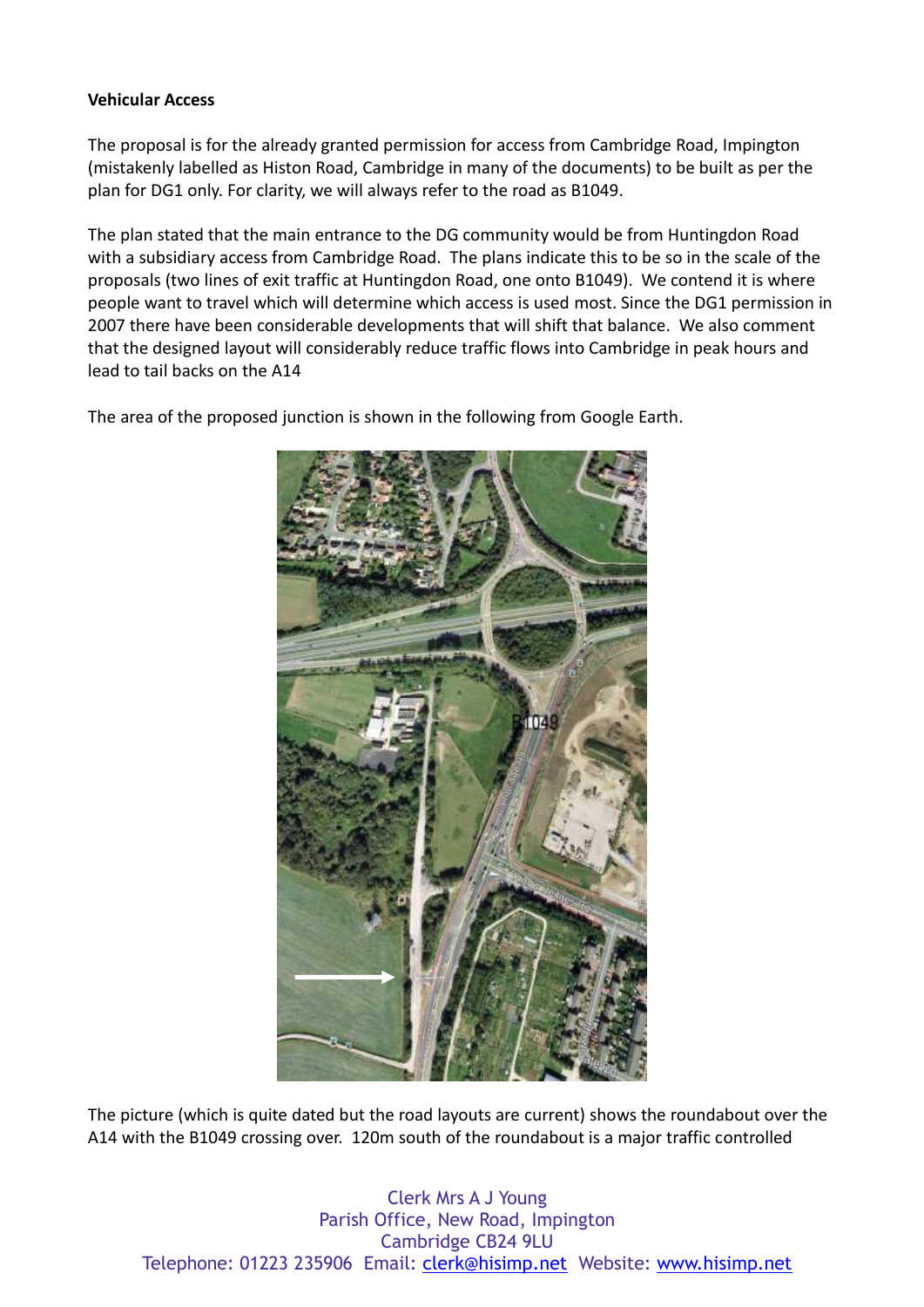**Vehicular Access**

The proposal is for the already granted permission for access from Cambridge Road, Impington (mistakenly labelled as Histon Road, Cambridge in many of the documents) to be built as per the plan for DG1 only. For clarity, we will always refer to the road as B1049.

The plan stated that the main entrance to the DG community would be from Huntingdon Road with a subsidiary access from Cambridge Road. The plans indicate this to be so in the scale of the proposals (two lines of exit traffic at Huntingdon Road, one onto B1049). We contend it is where people want to travel which will determine which access is used most. Since the DG1 permission in 2007 there have been considerable developments that will shift that balance. We also comment that the designed layout will considerably reduce traffic flows into Cambridge in peak hours and lead to tail backs on the A14

The area of the proposed junction is shown in the following from Google Earth.

The picture (which is quite dated but the road layouts are current) shows the roundabout over the A14 with the B1049 crossing over. 120m south of the roundabout is a major traffic controlled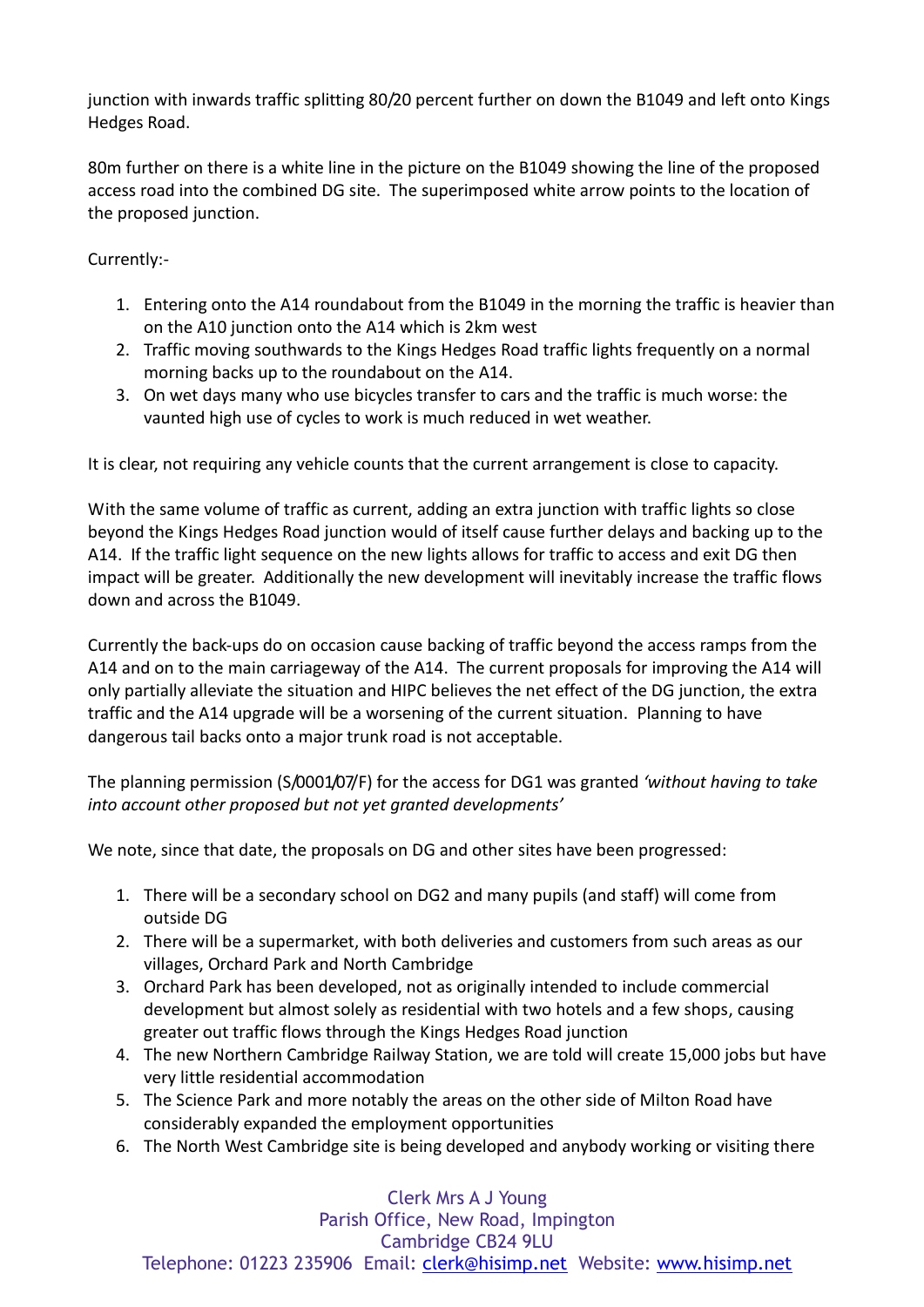junction with inwards traffic splitting 80/20 percent further on down the B1049 and left onto Kings Hedges Road.

80m further on there is a white line in the picture on the B1049 showing the line of the proposed access road into the combined DG site. The superimposed white arrow points to the location of the proposed junction.

Currently:-

1. Entering onto the A14 roundabout from the B1049 in the morning the traffic is heavier than on the A10 junction onto the A14 which is 2km west
2. Traffic moving southwards to the Kings Hedges Road traffic lights frequently on a normal morning backs up to the roundabout on the A14.
3. On wet days many who use bicycles transfer to cars and the traffic is much worse: the vaunted high use of cycles to work is much reduced in wet weather.

It is clear, not requiring any vehicle counts that the current arrangement is close to capacity.

With the same volume of traffic as current, adding an extra junction with traffic lights so close beyond the Kings Hedges Road junction would of itself cause further delays and backing up to the A14. If the traffic light sequence on the new lights allows for traffic to access and exit DG then impact will be greater. Additionally the new development will inevitably increase the traffic flows down and across the B1049.

Currently the back-ups do on occasion cause backing of traffic beyond the access ramps from the A14 and on to the main carriageway of the A14. The current proposals for improving the A14 will only partially alleviate the situation and HIPC believes the net effect of the DG junction, the extra traffic and the A14 upgrade will be a worsening of the current situation. Planning to have dangerous tail backs onto a major trunk road is not acceptable.

The planning permission (S/0001/07/F) for the access for DG1 was granted *'without having to take into account other proposed but not yet granted developments'*

We note, since that date, the proposals on DG and other sites have been progressed:

1. There will be a secondary school on DG2 and many pupils (and staff) will come from outside DG
2. There will be a supermarket, with both deliveries and customers from such areas as our villages, Orchard Park and North Cambridge
3. Orchard Park has been developed, not as originally intended to include commercial development but almost solely as residential with two hotels and a few shops, causing greater out traffic flows through the Kings Hedges Road junction
4. The new Northern Cambridge Railway Station, we are told will create 15,000 jobs but have very little residential accommodation
5. The Science Park and more notably the areas on the other side of Milton Road have considerably expanded the employment opportunities
6. The North West Cambridge site is being developed and anybody working or visiting there

Clerk Mrs A J Young
Parish Office, New Road, Impington
Cambridge CB24 9LU
Telephone: 01223 235906 Email: clerk@hisimp.net Website: www.hisimp.net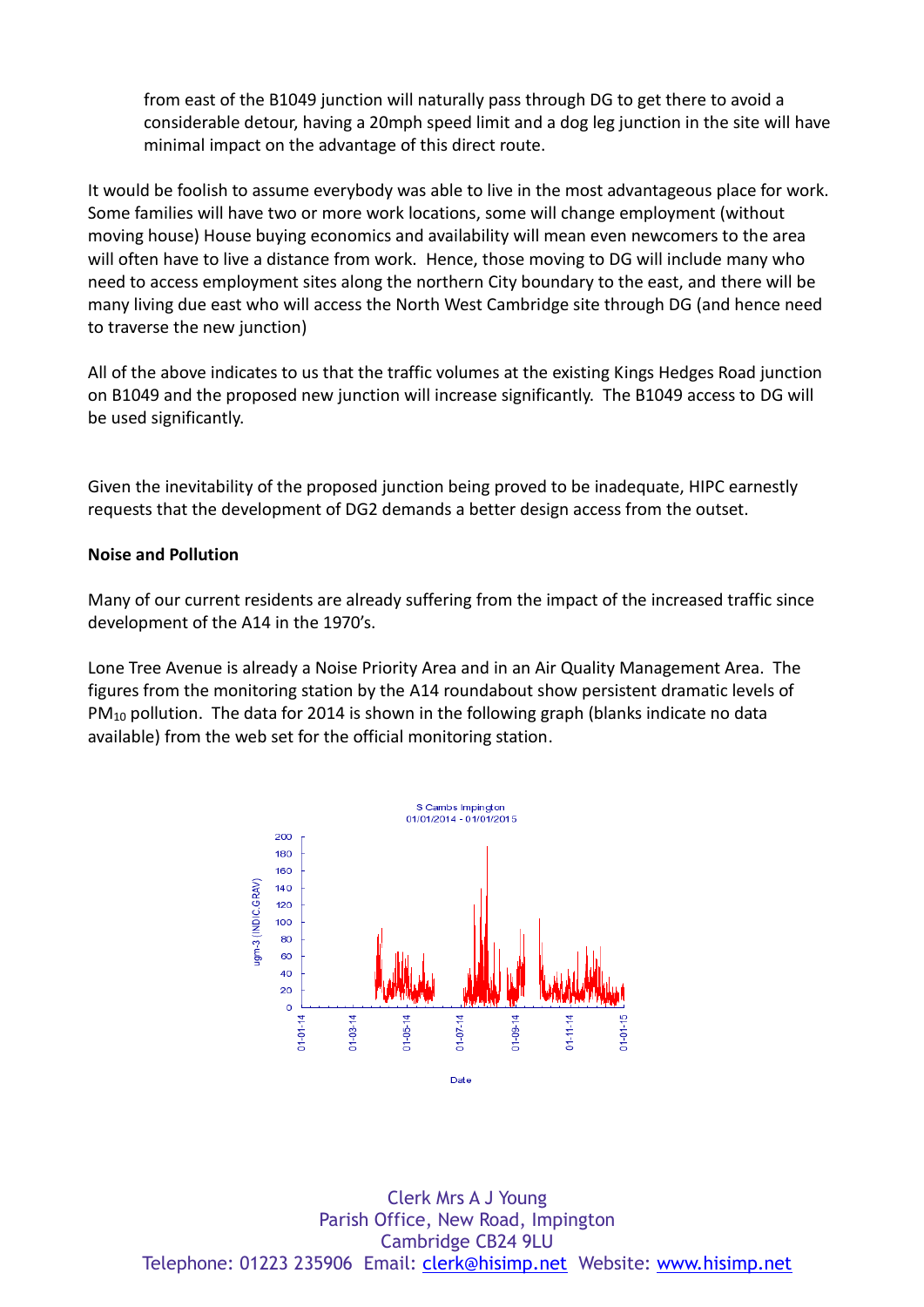from east of the B1049 junction will naturally pass through DG to get there to avoid a considerable detour, having a 20mph speed limit and a dog leg junction in the site will have minimal impact on the advantage of this direct route.

It would be foolish to assume everybody was able to live in the most advantageous place for work. Some families will have two or more work locations, some will change employment (without moving house) House buying economics and availability will mean even newcomers to the area will often have to live a distance from work. Hence, those moving to DG will include many who need to access employment sites along the northern City boundary to the east, and there will be many living due east who will access the North West Cambridge site through DG (and hence need to traverse the new junction)

All of the above indicates to us that the traffic volumes at the existing Kings Hedges Road junction on B1049 and the proposed new junction will increase significantly. The B1049 access to DG will be used significantly.

Given the inevitability of the proposed junction being proved to be inadequate, HIPC earnestly requests that the development of DG2 demands a better design access from the outset.

**Noise and Pollution**

Many of our current residents are already suffering from the impact of the increased traffic since development of the A14 in the 1970's.

Lone Tree Avenue is already a Noise Priority Area and in an Air Quality Management Area. The figures from the monitoring station by the A14 roundabout show persistent dramatic levels of $PM_{10}$ pollution. The data for 2014 is shown in the following graph (blanks indicate no data available) from the web set for the official monitoring station.

S Cambs Impington
01/01/2014 - 01/01/2015

Date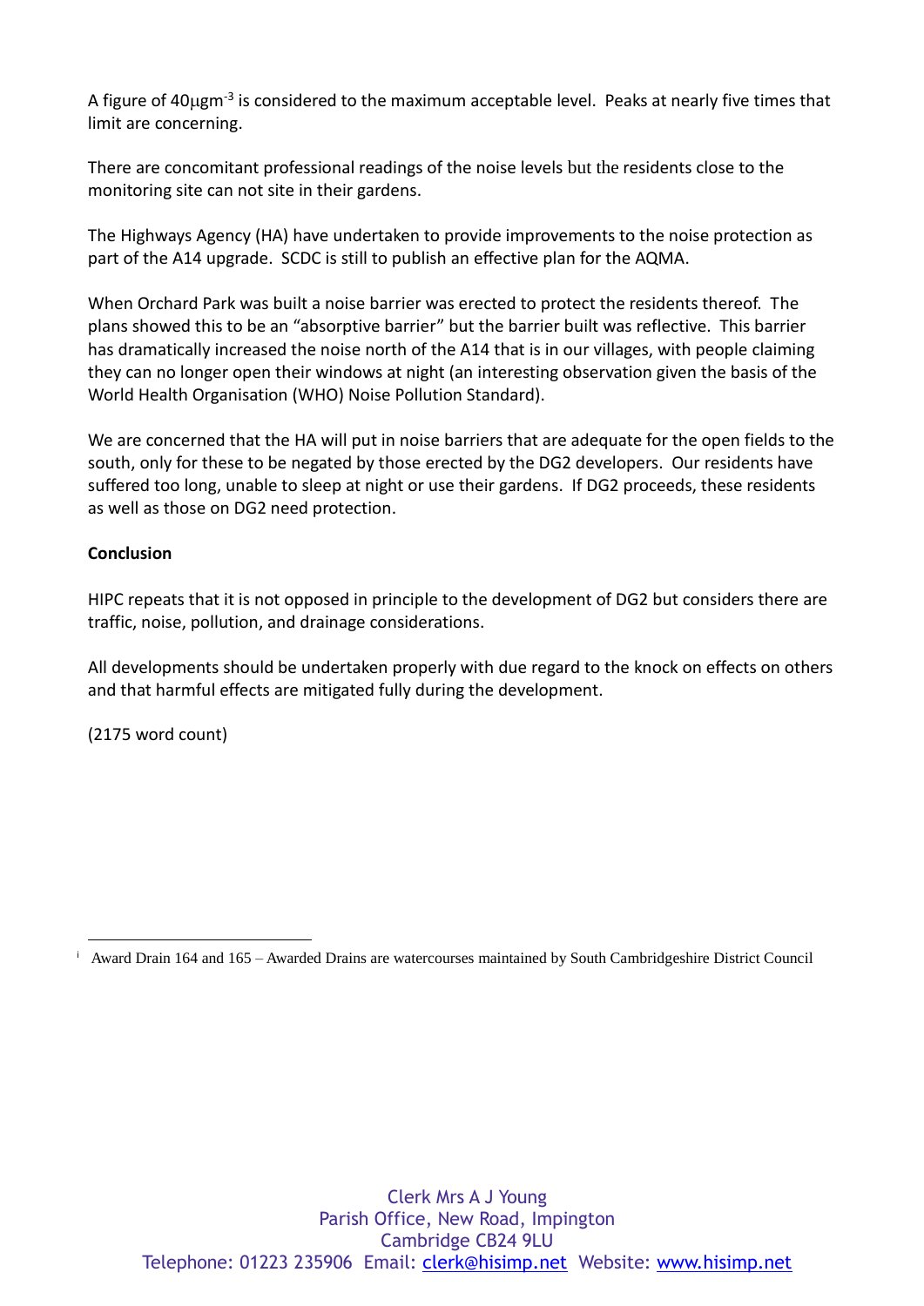A figure of $40\mu gm^{-3}$ is considered to the maximum acceptable level. Peaks at nearly five times that limit are concerning.

There are concomitant professional readings of the noise levels but the residents close to the monitoring site can not site in their gardens.

The Highways Agency (HA) have undertaken to provide improvements to the noise protection as part of the A14 upgrade. SCDC is still to publish an effective plan for the AQMA.

When Orchard Park was built a noise barrier was erected to protect the residents thereof. The plans showed this to be an "absorptive barrier" but the barrier built was reflective. This barrier has dramatically increased the noise north of the A14 that is in our villages, with people claiming they can no longer open their windows at night (an interesting observation given the basis of the World Health Organisation (WHO) Noise Pollution Standard).

We are concerned that the HA will put in noise barriers that are adequate for the open fields to the south, only for these to be negated by those erected by the DG2 developers. Our residents have suffered too long, unable to sleep at night or use their gardens. If DG2 proceeds, these residents as well as those on DG2 need protection.

**Conclusion**

HIPC repeats that it is not opposed in principle to the development of DG2 but considers there are traffic, noise, pollution, and drainage considerations.

All developments should be undertaken properly with due regard to the knock on effects on others and that harmful effects are mitigated fully during the development.

(2175 word count)

---

[i] Award Drain 164 and 165 – Awarded Drains are watercourses maintained by South Cambridgeshire District Council

Clerk Mrs A J Young
Parish Office, New Road, Impington
Cambridge CB24 9LU
Telephone: 01223 235906 Email: clerk@hisimp.net Website: www.hisimp.net